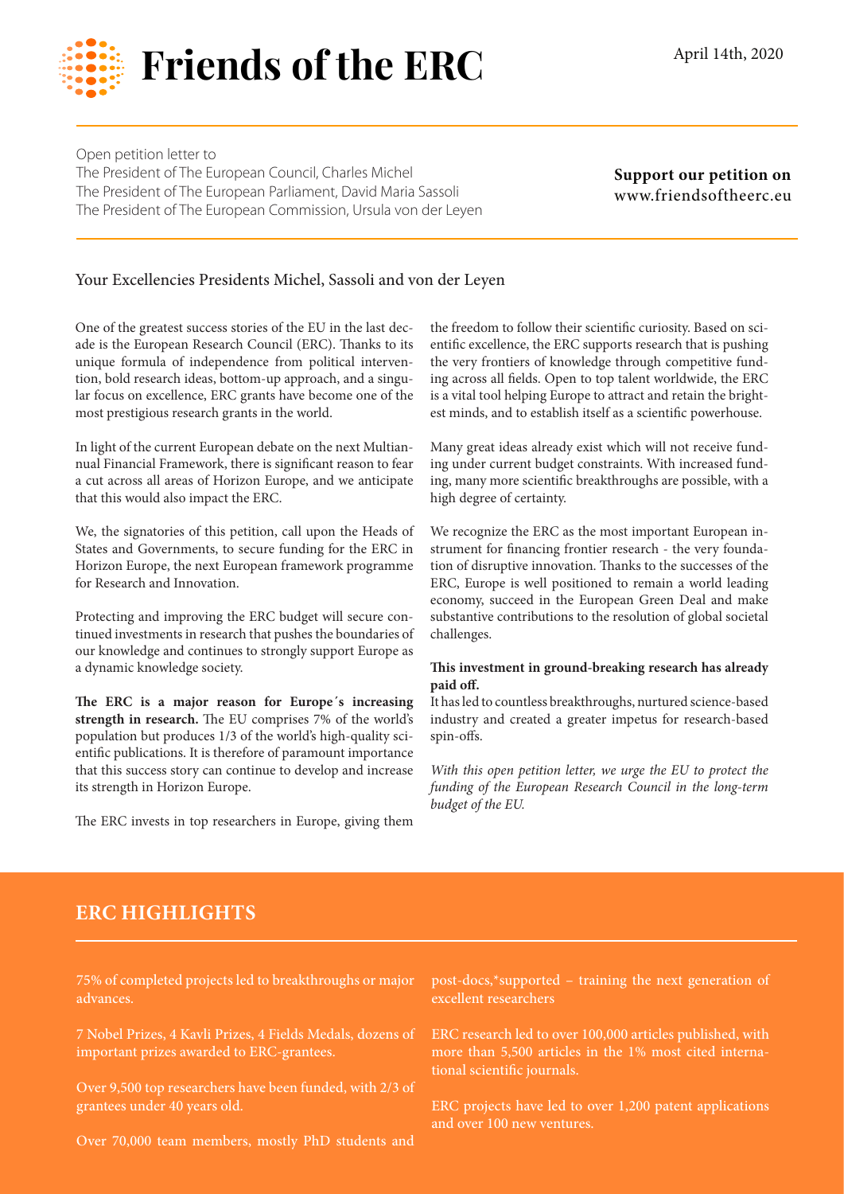# Friends of the ERC

April 14th, 2020

Open petition letter to
The President of The European Council, Charles Michel
The President of The European Parliament, David Maria Sassoli
The President of The European Commission, Ursula von der Leyen

**Support our petition on**
www.friendsoftheerc.eu

Your Excellencies Presidents Michel, Sassoli and von der Leyen

One of the greatest success stories of the EU in the last decade is the European Research Council (ERC). Thanks to its unique formula of independence from political intervention, bold research ideas, bottom-up approach, and a singular focus on excellence, ERC grants have become one of the most prestigious research grants in the world.

In light of the current European debate on the next Multiannual Financial Framework, there is significant reason to fear a cut across all areas of Horizon Europe, and we anticipate that this would also impact the ERC.

We, the signatories of this petition, call upon the Heads of States and Governments, to secure funding for the ERC in Horizon Europe, the next European framework programme for Research and Innovation.

Protecting and improving the ERC budget will secure continued investments in research that pushes the boundaries of our knowledge and continues to strongly support Europe as a dynamic knowledge society.

**The ERC is a major reason for Europe´s increasing strength in research.** The EU comprises 7% of the world's population but produces 1/3 of the world's high-quality scientific publications. It is therefore of paramount importance that this success story can continue to develop and increase its strength in Horizon Europe.

The ERC invests in top researchers in Europe, giving them the freedom to follow their scientific curiosity. Based on scientific excellence, the ERC supports research that is pushing the very frontiers of knowledge through competitive funding across all fields. Open to top talent worldwide, the ERC is a vital tool helping Europe to attract and retain the brightest minds, and to establish itself as a scientific powerhouse.

Many great ideas already exist which will not receive funding under current budget constraints. With increased funding, many more scientific breakthroughs are possible, with a high degree of certainty.

We recognize the ERC as the most important European instrument for financing frontier research - the very foundation of disruptive innovation. Thanks to the successes of the ERC, Europe is well positioned to remain a world leading economy, succeed in the European Green Deal and make substantive contributions to the resolution of global societal challenges.

**This investment in ground-breaking research has already paid off.**
It has led to countless breakthroughs, nurtured science-based industry and created a greater impetus for research-based spin-offs.

*With this open petition letter, we urge the EU to protect the funding of the European Research Council in the long-term budget of the EU.*

## ERC HIGHLIGHTS

75% of completed projects led to breakthroughs or major advances.

7 Nobel Prizes, 4 Kavli Prizes, 4 Fields Medals, dozens of important prizes awarded to ERC-grantees.

Over 9,500 top researchers have been funded, with 2/3 of grantees under 40 years old.

Over 70,000 team members, mostly PhD students and post-docs,*supported – training the next generation of excellent researchers

ERC research led to over 100,000 articles published, with more than 5,500 articles in the 1% most cited international scientific journals.

ERC projects have led to over 1,200 patent applications and over 100 new ventures.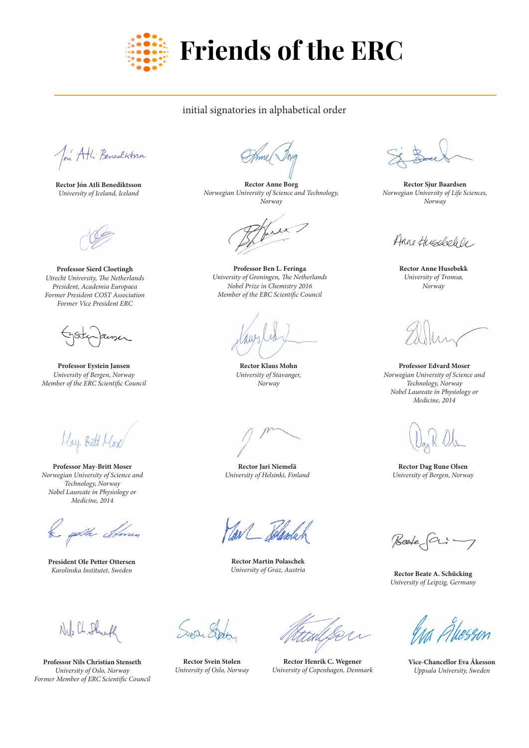# Friends of the ERC

initial signatories in alphabetical order

**Rector Jón Atli Benediktsson**
*University of Iceland, Iceland*

**Rector Anne Borg**
*Norwegian University of Science and Technology, Norway*

**Rector Sjur Baardsen**
*Norwegian University of Life Sciences, Norway*

**Professor Sierd Cloetingh**
*Utrecht University, The Netherlands*
*President, Academia Europaea*
*Former President COST Association*
*Former Vice President ERC*

**Professor Ben L. Feringa**
*University of Groningen, The Netherlands*
*Nobel Prize in Chemistry 2016*
*Member of the ERC Scientific Council*

**Rector Anne Husebekk**
*University of Tromsø, Norway*

**Professor Eystein Jansen**
*University of Bergen, Norway*
*Member of the ERC Scientific Council*

**Rector Klaus Mohn**
*University of Stavanger, Norway*

**Professor Edvard Moser**
*Norwegian University of Science and Technology, Norway*
*Nobel Laureate in Physiology or Medicine, 2014*

**Professor May-Britt Moser**
*Norwegian University of Science and Technology, Norway*
*Nobel Laureate in Physiology or Medicine, 2014*

**Rector Jari Niemelä**
*University of Helsinki, Finland*

**Rector Dag Rune Olsen**
*University of Bergen, Norway*

**President Ole Petter Ottersen**
*Karolinska Institutet, Sweden*

**Rector Martin Polaschek**
*University of Graz, Austria*

**Rector Beate A. Schücking**
*University of Leipzig, Germany*

**Professor Nils Christian Stenseth**
*University of Oslo, Norway*
*Former Member of ERC Scientific Council*

**Rector Svein Stølen**
*University of Oslo, Norway*

**Rector Henrik C. Wegener**
*University of Copenhagen, Denmark*

**Vice-Chancellor Eva Åkesson**
*Uppsala University, Sweden*